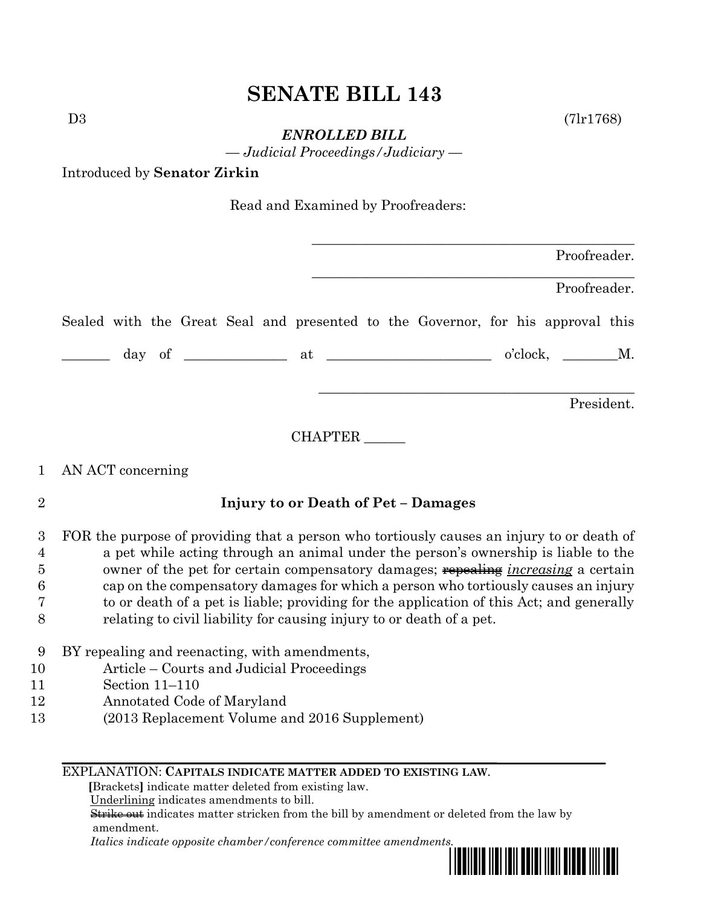# SENATE BILL 143

D3 (7lr1768)

***ENROLLED BILL***

*— Judicial Proceedings/Judiciary —*

Introduced by **Senator Zirkin**

Read and Examined by Proofreaders:

\_\_\_\_\_\_\_\_\_\_\_\_\_\_\_\_\_\_\_\_\_\_\_\_\_\_\_\_\_\_\_\_\_\_\_\_\_\_\_\_\_\_\_\_\_\_

Proofreader.

\_\_\_\_\_\_\_\_\_\_\_\_\_\_\_\_\_\_\_\_\_\_\_\_\_\_\_\_\_\_\_\_\_\_\_\_\_\_\_\_\_\_\_\_\_\_

Proofreader.

Sealed with the Great Seal and presented to the Governor, for his approval this

\_\_\_\_\_\_\_ day of \_\_\_\_\_\_\_\_\_\_\_\_\_\_\_ at \_\_\_\_\_\_\_\_\_\_\_\_\_\_\_\_\_\_\_\_\_\_\_\_ o'clock, \_\_\_\_\_\_\_\_M.

\_\_\_\_\_\_\_\_\_\_\_\_\_\_\_\_\_\_\_\_\_\_\_\_\_\_\_\_\_\_\_\_\_\_\_\_\_\_\_\_\_\_\_\_\_\_

President.

CHAPTER \_\_\_\_\_\_

1 AN ACT concerning

2 **Injury to or Death of Pet – Damages**

3 FOR the purpose of providing that a person who tortiously causes an injury to or death of
4 a pet while acting through an animal under the person's ownership is liable to the
5 owner of the pet for certain compensatory damages; ~~repealing~~ *<u>increasing</u>* a certain
6 cap on the compensatory damages for which a person who tortiously causes an injury
7 to or death of a pet is liable; providing for the application of this Act; and generally
8 relating to civil liability for causing injury to or death of a pet.

9 BY repealing and reenacting, with amendments,
10 Article – Courts and Judicial Proceedings
11 Section 11–110
12 Annotated Code of Maryland
13 (2013 Replacement Volume and 2016 Supplement)

EXPLANATION: **CAPITALS INDICATE MATTER ADDED TO EXISTING LAW.**
**[**Brackets**]** indicate matter deleted from existing law.
<u>Underlining</u> indicates amendments to bill.
~~Strike out~~ indicates matter stricken from the bill by amendment or deleted from the law by amendment.
*Italics indicate opposite chamber/conference committee amendments.*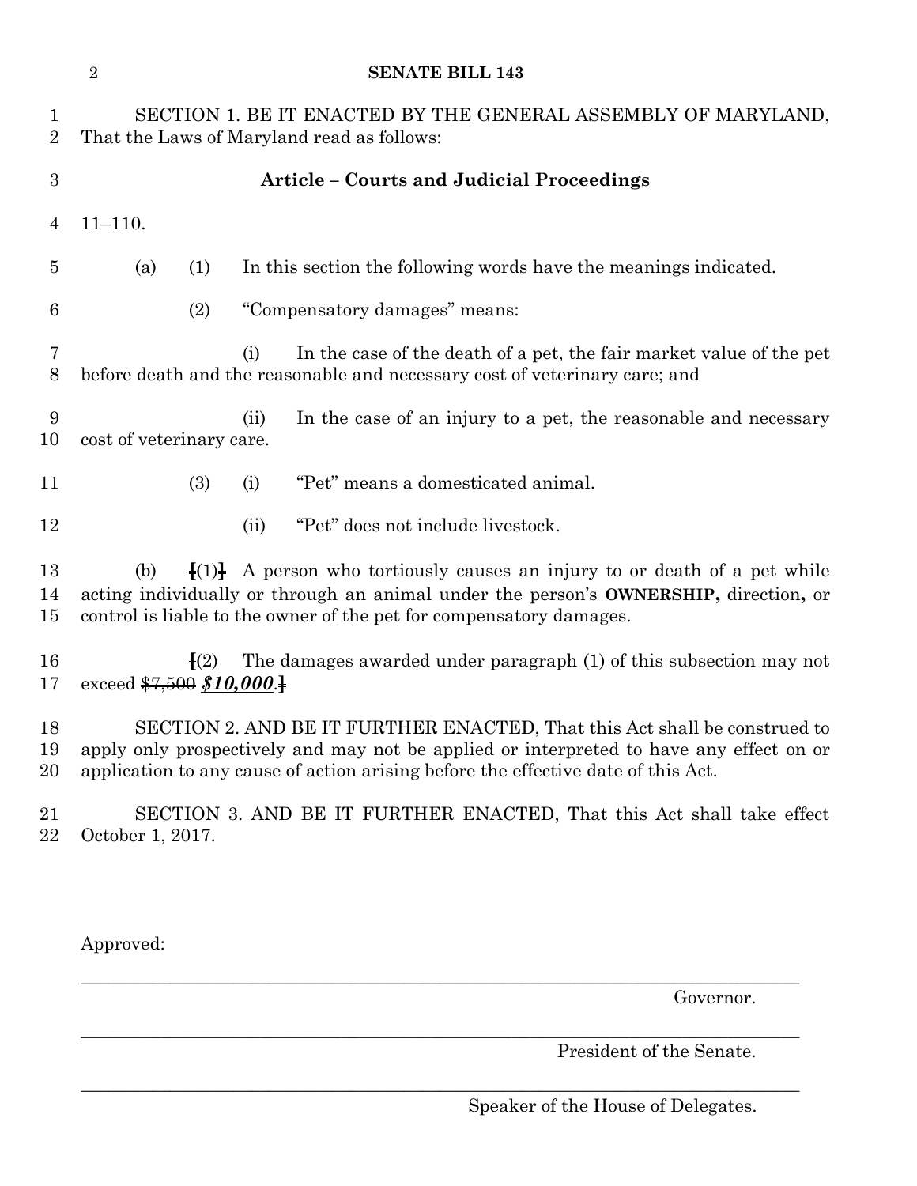SECTION 1. BE IT ENACTED BY THE GENERAL ASSEMBLY OF MARYLAND, That the Laws of Maryland read as follows:

### Article – Courts and Judicial Proceedings

11–110.

(a) (1) In this section the following words have the meanings indicated.

(2) "Compensatory damages" means:

(i) In the case of the death of a pet, the fair market value of the pet before death and the reasonable and necessary cost of veterinary care; and

(ii) In the case of an injury to a pet, the reasonable and necessary cost of veterinary care.

(3) (i) "Pet" means a domesticated animal.

(ii) "Pet" does not include livestock.

(b) [(1)] A person who tortiously causes an injury to or death of a pet while acting individually or through an animal under the person's **OWNERSHIP,** direction**,** or control is liable to the owner of the pet for compensatory damages.

[(2) The damages awarded under paragraph (1) of this subsection may not exceed ~~$7,500~~ ***$10,000***.]

SECTION 2. AND BE IT FURTHER ENACTED, That this Act shall be construed to apply only prospectively and may not be applied or interpreted to have any effect on or application to any cause of action arising before the effective date of this Act.

SECTION 3. AND BE IT FURTHER ENACTED, That this Act shall take effect October 1, 2017.

Approved:

\_\_\_\_\_\_\_\_\_\_\_\_\_\_\_\_\_\_\_\_\_\_\_\_\_\_\_\_\_\_\_\_\_\_\_\_\_\_\_\_\_\_\_\_

Governor.

\_\_\_\_\_\_\_\_\_\_\_\_\_\_\_\_\_\_\_\_\_\_\_\_\_\_\_\_\_\_\_\_\_\_\_\_\_\_\_\_\_\_\_\_

President of the Senate.

\_\_\_\_\_\_\_\_\_\_\_\_\_\_\_\_\_\_\_\_\_\_\_\_\_\_\_\_\_\_\_\_\_\_\_\_\_\_\_\_\_\_\_\_

Speaker of the House of Delegates.